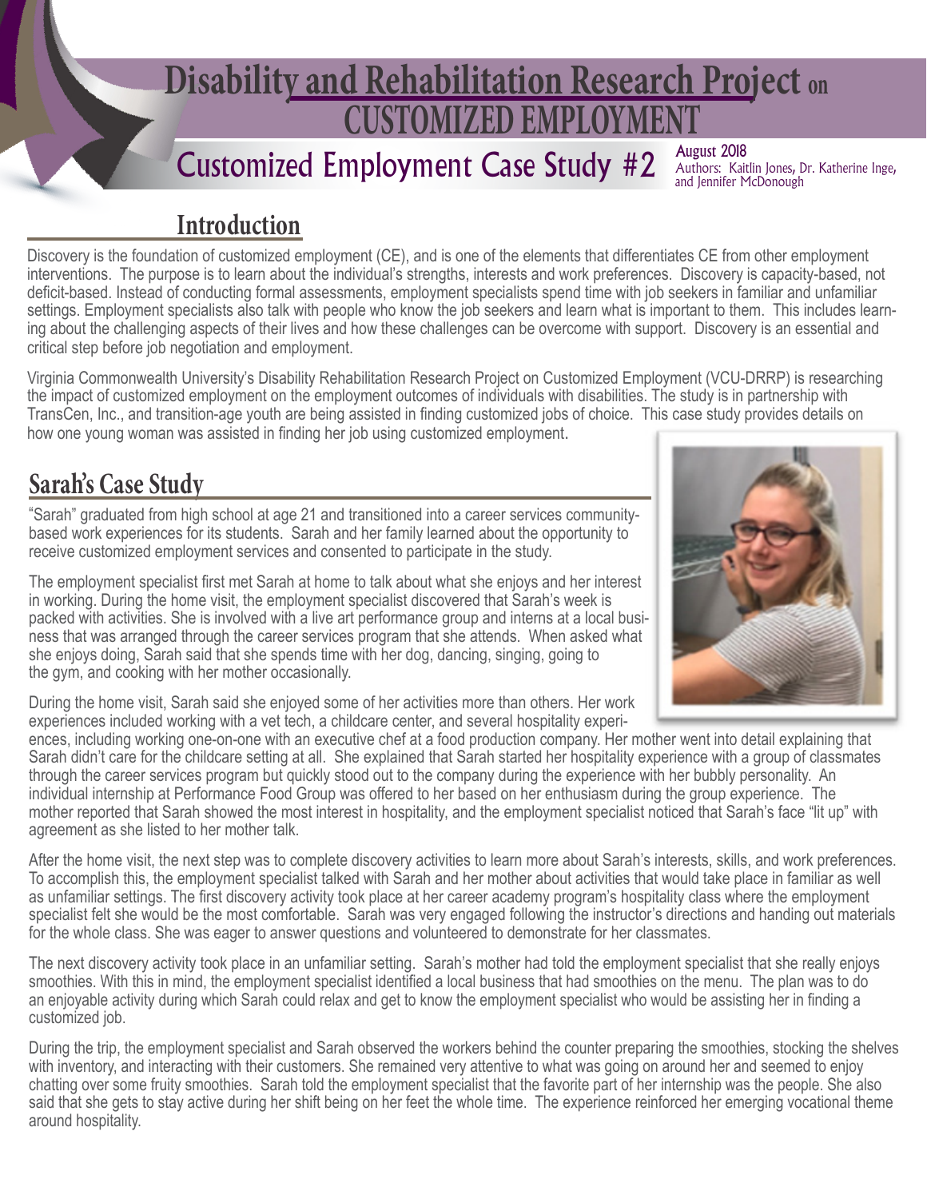# Disability and Rehabilitation Research Project on CUSTOMIZED EMPLOYMENT

## Customized Employment Case Study #2

August 2018

Authors: Kaitlin Jones, Dr. Katherine Inge, and Jennifer McDonough

## Introduction

Discovery is the foundation of customized employment (CE), and is one of the elements that differentiates CE from other employment interventions. The purpose is to learn about the individual's strengths, interests and work preferences. Discovery is capacity-based, not deficit-based. Instead of conducting formal assessments, employment specialists spend time with job seekers in familiar and unfamiliar settings. Employment specialists also talk with people who know the job seekers and learn what is important to them. This includes learning about the challenging aspects of their lives and how these challenges can be overcome with support. Discovery is an essential and critical step before job negotiation and employment.

Virginia Commonwealth University's Disability Rehabilitation Research Project on Customized Employment (VCU-DRRP) is researching the impact of customized employment on the employment outcomes of individuals with disabilities. The study is in partnership with TransCen, Inc., and transition-age youth are being assisted in finding customized jobs of choice. This case study provides details on how one young woman was assisted in finding her job using customized employment.

## Sarah's Case Study

"Sarah" graduated from high school at age 21 and transitioned into a career services community-based work experiences for its students. Sarah and her family learned about the opportunity to receive customized employment services and consented to participate in the study.

The employment specialist first met Sarah at home to talk about what she enjoys and her interest in working. During the home visit, the employment specialist discovered that Sarah's week is packed with activities. She is involved with a live art performance group and interns at a local business that was arranged through the career services program that she attends. When asked what she enjoys doing, Sarah said that she spends time with her dog, dancing, singing, going to the gym, and cooking with her mother occasionally.

During the home visit, Sarah said she enjoyed some of her activities more than others. Her work experiences included working with a vet tech, a childcare center, and several hospitality experiences, including working one-on-one with an executive chef at a food production company. Her mother went into detail explaining that Sarah didn't care for the childcare setting at all. She explained that Sarah started her hospitality experience with a group of classmates through the career services program but quickly stood out to the company during the experience with her bubbly personality. An individual internship at Performance Food Group was offered to her based on her enthusiasm during the group experience. The mother reported that Sarah showed the most interest in hospitality, and the employment specialist noticed that Sarah's face "lit up" with agreement as she listed to her mother talk.

After the home visit, the next step was to complete discovery activities to learn more about Sarah's interests, skills, and work preferences. To accomplish this, the employment specialist talked with Sarah and her mother about activities that would take place in familiar as well as unfamiliar settings. The first discovery activity took place at her career academy program's hospitality class where the employment specialist felt she would be the most comfortable. Sarah was very engaged following the instructor's directions and handing out materials for the whole class. She was eager to answer questions and volunteered to demonstrate for her classmates.

The next discovery activity took place in an unfamiliar setting. Sarah's mother had told the employment specialist that she really enjoys smoothies. With this in mind, the employment specialist identified a local business that had smoothies on the menu. The plan was to do an enjoyable activity during which Sarah could relax and get to know the employment specialist who would be assisting her in finding a customized job.

During the trip, the employment specialist and Sarah observed the workers behind the counter preparing the smoothies, stocking the shelves with inventory, and interacting with their customers. She remained very attentive to what was going on around her and seemed to enjoy chatting over some fruity smoothies. Sarah told the employment specialist that the favorite part of her internship was the people. She also said that she gets to stay active during her shift being on her feet the whole time. The experience reinforced her emerging vocational theme around hospitality.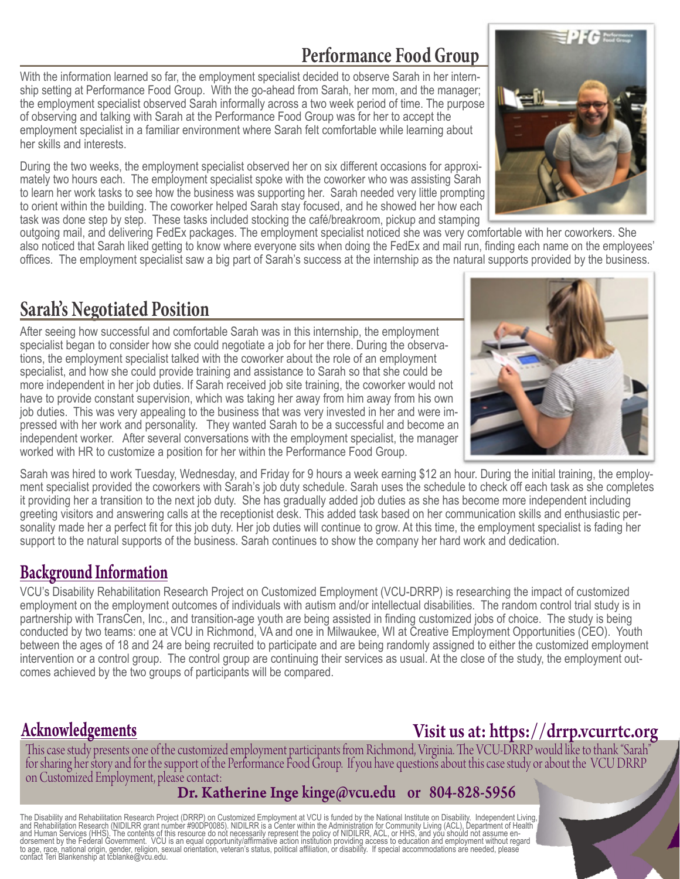## Performance Food Group

With the information learned so far, the employment specialist decided to observe Sarah in her internship setting at Performance Food Group. With the go-ahead from Sarah, her mom, and the manager; the employment specialist observed Sarah informally across a two week period of time. The purpose of observing and talking with Sarah at the Performance Food Group was for her to accept the employment specialist in a familiar environment where Sarah felt comfortable while learning about her skills and interests.

During the two weeks, the employment specialist observed her on six different occasions for approximately two hours each. The employment specialist spoke with the coworker who was assisting Sarah to learn her work tasks to see how the business was supporting her. Sarah needed very little prompting to orient within the building. The coworker helped Sarah stay focused, and he showed her how each task was done step by step. These tasks included stocking the café/breakroom, pickup and stamping outgoing mail, and delivering FedEx packages. The employment specialist noticed she was very comfortable with her coworkers. She also noticed that Sarah liked getting to know where everyone sits when doing the FedEx and mail run, finding each name on the employees' offices. The employment specialist saw a big part of Sarah's success at the internship as the natural supports provided by the business.

## Sarah's Negotiated Position

After seeing how successful and comfortable Sarah was in this internship, the employment specialist began to consider how she could negotiate a job for her there. During the observations, the employment specialist talked with the coworker about the role of an employment specialist, and how she could provide training and assistance to Sarah so that she could be more independent in her job duties. If Sarah received job site training, the coworker would not have to provide constant supervision, which was taking her away from him away from his own job duties. This was very appealing to the business that was very invested in her and were impressed with her work and personality. They wanted Sarah to be a successful and become an independent worker. After several conversations with the employment specialist, the manager worked with HR to customize a position for her within the Performance Food Group.

Sarah was hired to work Tuesday, Wednesday, and Friday for 9 hours a week earning $12 an hour. During the initial training, the employment specialist provided the coworkers with Sarah's job duty schedule. Sarah uses the schedule to check off each task as she completes it providing her a transition to the next job duty. She has gradually added job duties as she has become more independent including greeting visitors and answering calls at the receptionist desk. This added task based on her communication skills and enthusiastic personality made her a perfect fit for this job duty. Her job duties will continue to grow. At this time, the employment specialist is fading her support to the natural supports of the business. Sarah continues to show the company her hard work and dedication.

## Background Information

VCU's Disability Rehabilitation Research Project on Customized Employment (VCU-DRRP) is researching the impact of customized employment on the employment outcomes of individuals with autism and/or intellectual disabilities. The random control trial study is in partnership with TransCen, Inc., and transition-age youth are being assisted in finding customized jobs of choice. The study is being conducted by two teams: one at VCU in Richmond, VA and one in Milwaukee, WI at Creative Employment Opportunities (CEO). Youth between the ages of 18 and 24 are being recruited to participate and are being randomly assigned to either the customized employment intervention or a control group. The control group are continuing their services as usual. At the close of the study, the employment outcomes achieved by the two groups of participants will be compared.

## Acknowledgements

**Visit us at: https://drrp.vcurrtc.org**

This case study presents one of the customized employment participants from Richmond, Virginia. The VCU-DRRP would like to thank "Sarah" for sharing her story and for the support of the Performance Food Group. If you have questions about this case study or about the VCU DRRP on Customized Employment, please contact:

**Dr. Katherine Inge kinge@vcu.edu or 804-828-5956**

The Disability and Rehabilitation Research Project (DRRP) on Customized Employment at VCU is funded by the National Institute on Disability. Independent Living, and Rehabilitation Research (NIDILRR grant number #90DP0085). NIDILRR is a Center within the Administration for Community Living (ACL), Department of Health and Human Services (HHS). The contents of this resource do not necessarily represent the policy of NIDILRR, ACL, or HHS, and you should not assume endorsement by the Federal Government. VCU is an equal opportunity/affirmative action institution providing access to education and employment without regard to age, race, national origin, gender, religion, sexual orientation, veteran's status, political affiliation, or disability. If special accommodations are needed, please contact Teri Blankenship at tcblanke@vcu.edu.